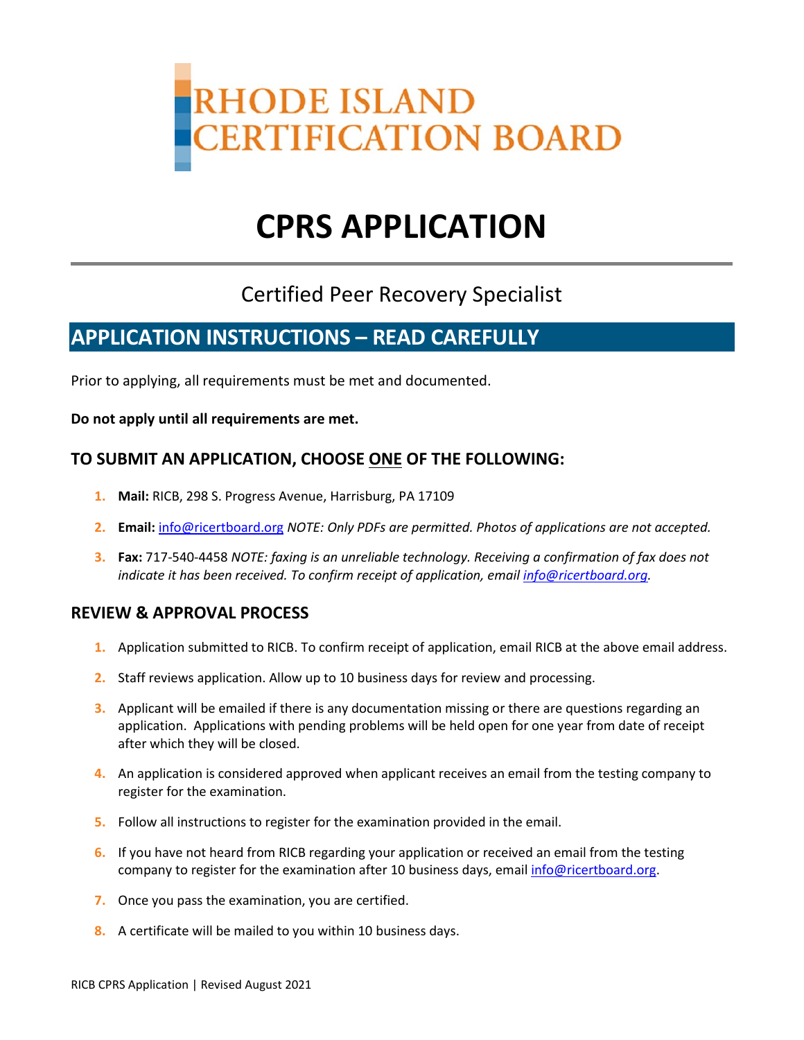RHODE ISLAND CERTIFICATION BOARD

# CPRS APPLICATION

## Certified Peer Recovery Specialist

## APPLICATION INSTRUCTIONS – READ CAREFULLY

Prior to applying, all requirements must be met and documented.

**Do not apply until all requirements are met.**

### TO SUBMIT AN APPLICATION, CHOOSE ONE OF THE FOLLOWING:

1. **Mail:** RICB, 298 S. Progress Avenue, Harrisburg, PA 17109
2. **Email:** info@ricertboard.org *NOTE: Only PDFs are permitted. Photos of applications are not accepted.*
3. **Fax:** 717-540-4458 *NOTE: faxing is an unreliable technology. Receiving a confirmation of fax does not indicate it has been received. To confirm receipt of application, email info@ricertboard.org.*

### REVIEW & APPROVAL PROCESS

1. Application submitted to RICB. To confirm receipt of application, email RICB at the above email address.
2. Staff reviews application. Allow up to 10 business days for review and processing.
3. Applicant will be emailed if there is any documentation missing or there are questions regarding an application. Applications with pending problems will be held open for one year from date of receipt after which they will be closed.
4. An application is considered approved when applicant receives an email from the testing company to register for the examination.
5. Follow all instructions to register for the examination provided in the email.
6. If you have not heard from RICB regarding your application or received an email from the testing company to register for the examination after 10 business days, email info@ricertboard.org.
7. Once you pass the examination, you are certified.
8. A certificate will be mailed to you within 10 business days.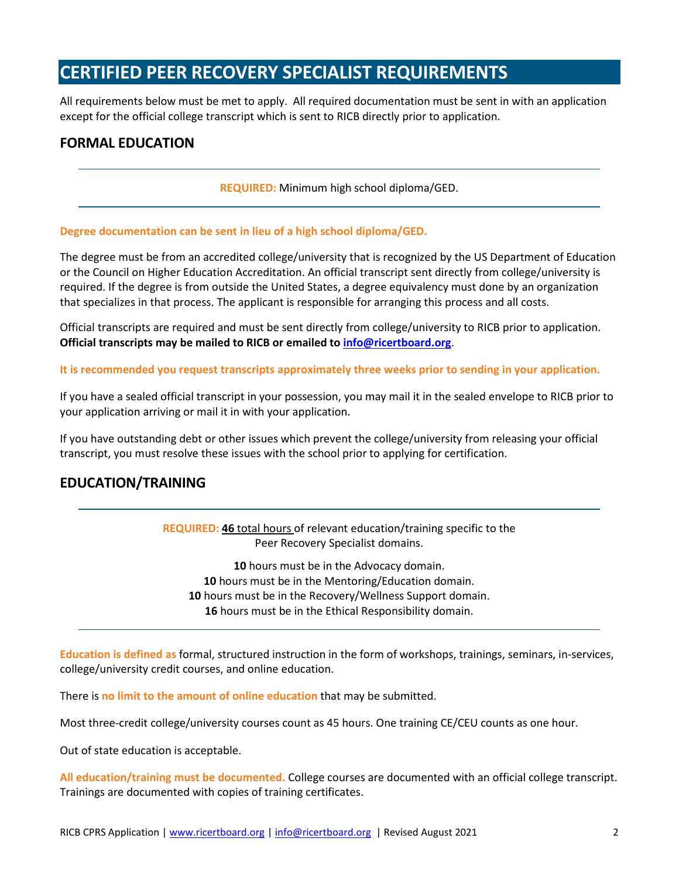# CERTIFIED PEER RECOVERY SPECIALIST REQUIREMENTS

All requirements below must be met to apply. All required documentation must be sent in with an application except for the official college transcript which is sent to RICB directly prior to application.

## FORMAL EDUCATION

**REQUIRED:** Minimum high school diploma/GED.

**Degree documentation can be sent in lieu of a high school diploma/GED.**

The degree must be from an accredited college/university that is recognized by the US Department of Education or the Council on Higher Education Accreditation. An official transcript sent directly from college/university is required. If the degree is from outside the United States, a degree equivalency must done by an organization that specializes in that process. The applicant is responsible for arranging this process and all costs.

Official transcripts are required and must be sent directly from college/university to RICB prior to application. **Official transcripts may be mailed to RICB or emailed to info@ricertboard.org**.

**It is recommended you request transcripts approximately three weeks prior to sending in your application.**

If you have a sealed official transcript in your possession, you may mail it in the sealed envelope to RICB prior to your application arriving or mail it in with your application.

If you have outstanding debt or other issues which prevent the college/university from releasing your official transcript, you must resolve these issues with the school prior to applying for certification.

## EDUCATION/TRAINING

**REQUIRED:** **46** total hours of relevant education/training specific to the Peer Recovery Specialist domains.

**10** hours must be in the Advocacy domain.
**10** hours must be in the Mentoring/Education domain.
**10** hours must be in the Recovery/Wellness Support domain.
**16** hours must be in the Ethical Responsibility domain.

**Education is defined as** formal, structured instruction in the form of workshops, trainings, seminars, in-services, college/university credit courses, and online education.

There is **no limit to the amount of online education** that may be submitted.

Most three-credit college/university courses count as 45 hours. One training CE/CEU counts as one hour.

Out of state education is acceptable.

**All education/training must be documented.** College courses are documented with an official college transcript. Trainings are documented with copies of training certificates.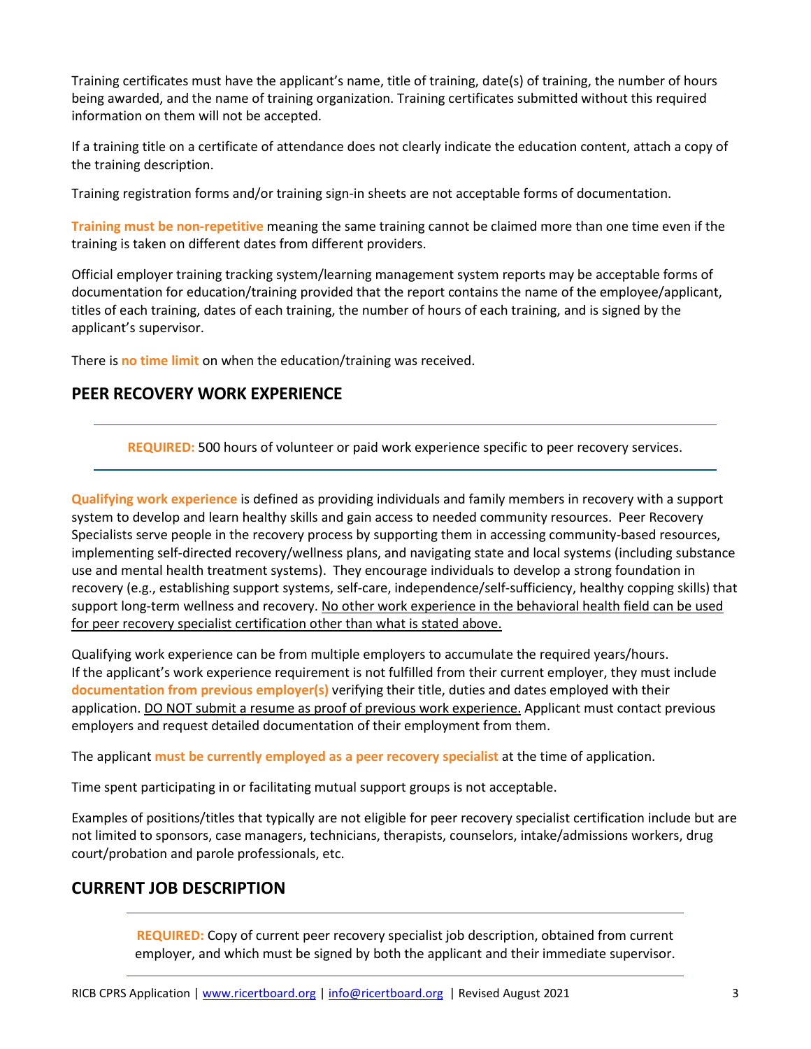Training certificates must have the applicant's name, title of training, date(s) of training, the number of hours being awarded, and the name of training organization. Training certificates submitted without this required information on them will not be accepted.

If a training title on a certificate of attendance does not clearly indicate the education content, attach a copy of the training description.

Training registration forms and/or training sign-in sheets are not acceptable forms of documentation.

**Training must be non-repetitive** meaning the same training cannot be claimed more than one time even if the training is taken on different dates from different providers.

Official employer training tracking system/learning management system reports may be acceptable forms of documentation for education/training provided that the report contains the name of the employee/applicant, titles of each training, dates of each training, the number of hours of each training, and is signed by the applicant's supervisor.

There is **no time limit** on when the education/training was received.

## PEER RECOVERY WORK EXPERIENCE

---

**REQUIRED:** 500 hours of volunteer or paid work experience specific to peer recovery services.

---

**Qualifying work experience** is defined as providing individuals and family members in recovery with a support system to develop and learn healthy skills and gain access to needed community resources. Peer Recovery Specialists serve people in the recovery process by supporting them in accessing community-based resources, implementing self-directed recovery/wellness plans, and navigating state and local systems (including substance use and mental health treatment systems). They encourage individuals to develop a strong foundation in recovery (e.g., establishing support systems, self-care, independence/self-sufficiency, healthy copping skills) that support long-term wellness and recovery. <u>No other work experience in the behavioral health field can be used for peer recovery specialist certification other than what is stated above.</u>

Qualifying work experience can be from multiple employers to accumulate the required years/hours. If the applicant's work experience requirement is not fulfilled from their current employer, they must include **documentation from previous employer(s)** verifying their title, duties and dates employed with their application. <u>DO NOT submit a resume as proof of previous work experience.</u> Applicant must contact previous employers and request detailed documentation of their employment from them.

The applicant **must be currently employed as a peer recovery specialist** at the time of application.

Time spent participating in or facilitating mutual support groups is not acceptable.

Examples of positions/titles that typically are not eligible for peer recovery specialist certification include but are not limited to sponsors, case managers, technicians, therapists, counselors, intake/admissions workers, drug court/probation and parole professionals, etc.

## CURRENT JOB DESCRIPTION

---

**REQUIRED:** Copy of current peer recovery specialist job description, obtained from current employer, and which must be signed by both the applicant and their immediate supervisor.

---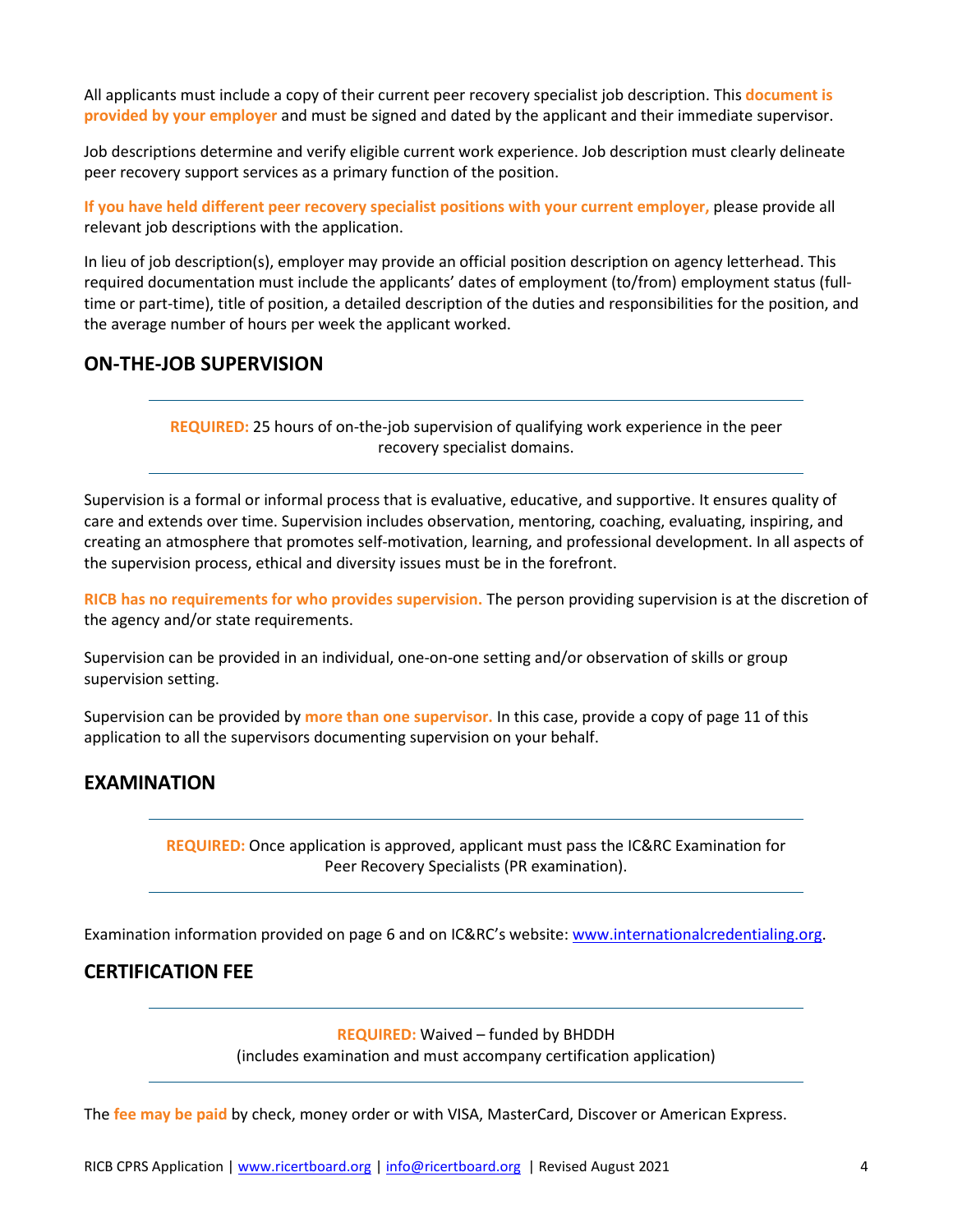All applicants must include a copy of their current peer recovery specialist job description. This **document is provided by your employer** and must be signed and dated by the applicant and their immediate supervisor.

Job descriptions determine and verify eligible current work experience. Job description must clearly delineate peer recovery support services as a primary function of the position.

**If you have held different peer recovery specialist positions with your current employer,** please provide all relevant job descriptions with the application.

In lieu of job description(s), employer may provide an official position description on agency letterhead. This required documentation must include the applicants' dates of employment (to/from) employment status (full-time or part-time), title of position, a detailed description of the duties and responsibilities for the position, and the average number of hours per week the applicant worked.

## ON-THE-JOB SUPERVISION

---

**REQUIRED:** 25 hours of on-the-job supervision of qualifying work experience in the peer recovery specialist domains.

---

Supervision is a formal or informal process that is evaluative, educative, and supportive. It ensures quality of care and extends over time. Supervision includes observation, mentoring, coaching, evaluating, inspiring, and creating an atmosphere that promotes self-motivation, learning, and professional development. In all aspects of the supervision process, ethical and diversity issues must be in the forefront.

**RICB has no requirements for who provides supervision.** The person providing supervision is at the discretion of the agency and/or state requirements.

Supervision can be provided in an individual, one-on-one setting and/or observation of skills or group supervision setting.

Supervision can be provided by **more than one supervisor.** In this case, provide a copy of page 11 of this application to all the supervisors documenting supervision on your behalf.

## EXAMINATION

---

**REQUIRED:** Once application is approved, applicant must pass the IC&RC Examination for Peer Recovery Specialists (PR examination).

---

Examination information provided on page 6 and on IC&RC's website: [www.internationalcredentialing.org](http://www.internationalcredentialing.org).

## CERTIFICATION FEE

---

**REQUIRED:** Waived – funded by BHDDH
(includes examination and must accompany certification application)

---

The **fee may be paid** by check, money order or with VISA, MasterCard, Discover or American Express.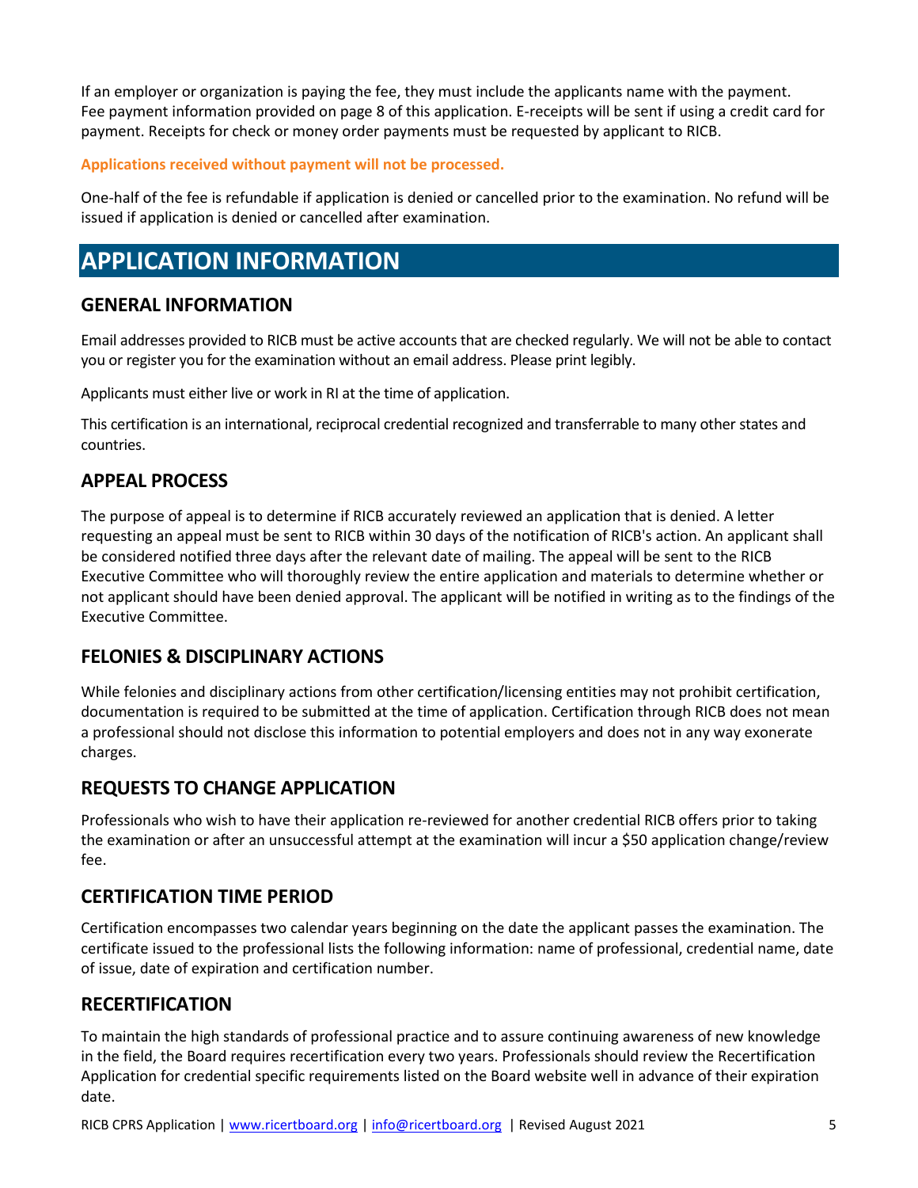If an employer or organization is paying the fee, they must include the applicants name with the payment. Fee payment information provided on page 8 of this application. E-receipts will be sent if using a credit card for payment. Receipts for check or money order payments must be requested by applicant to RICB.

**Applications received without payment will not be processed.**

One-half of the fee is refundable if application is denied or cancelled prior to the examination. No refund will be issued if application is denied or cancelled after examination.

# APPLICATION INFORMATION

## GENERAL INFORMATION

Email addresses provided to RICB must be active accounts that are checked regularly. We will not be able to contact you or register you for the examination without an email address. Please print legibly.

Applicants must either live or work in RI at the time of application.

This certification is an international, reciprocal credential recognized and transferrable to many other states and countries.

## APPEAL PROCESS

The purpose of appeal is to determine if RICB accurately reviewed an application that is denied. A letter requesting an appeal must be sent to RICB within 30 days of the notification of RICB's action. An applicant shall be considered notified three days after the relevant date of mailing. The appeal will be sent to the RICB Executive Committee who will thoroughly review the entire application and materials to determine whether or not applicant should have been denied approval. The applicant will be notified in writing as to the findings of the Executive Committee.

## FELONIES & DISCIPLINARY ACTIONS

While felonies and disciplinary actions from other certification/licensing entities may not prohibit certification, documentation is required to be submitted at the time of application. Certification through RICB does not mean a professional should not disclose this information to potential employers and does not in any way exonerate charges.

## REQUESTS TO CHANGE APPLICATION

Professionals who wish to have their application re-reviewed for another credential RICB offers prior to taking the examination or after an unsuccessful attempt at the examination will incur a $50 application change/review fee.

## CERTIFICATION TIME PERIOD

Certification encompasses two calendar years beginning on the date the applicant passes the examination. The certificate issued to the professional lists the following information: name of professional, credential name, date of issue, date of expiration and certification number.

## RECERTIFICATION

To maintain the high standards of professional practice and to assure continuing awareness of new knowledge in the field, the Board requires recertification every two years. Professionals should review the Recertification Application for credential specific requirements listed on the Board website well in advance of their expiration date.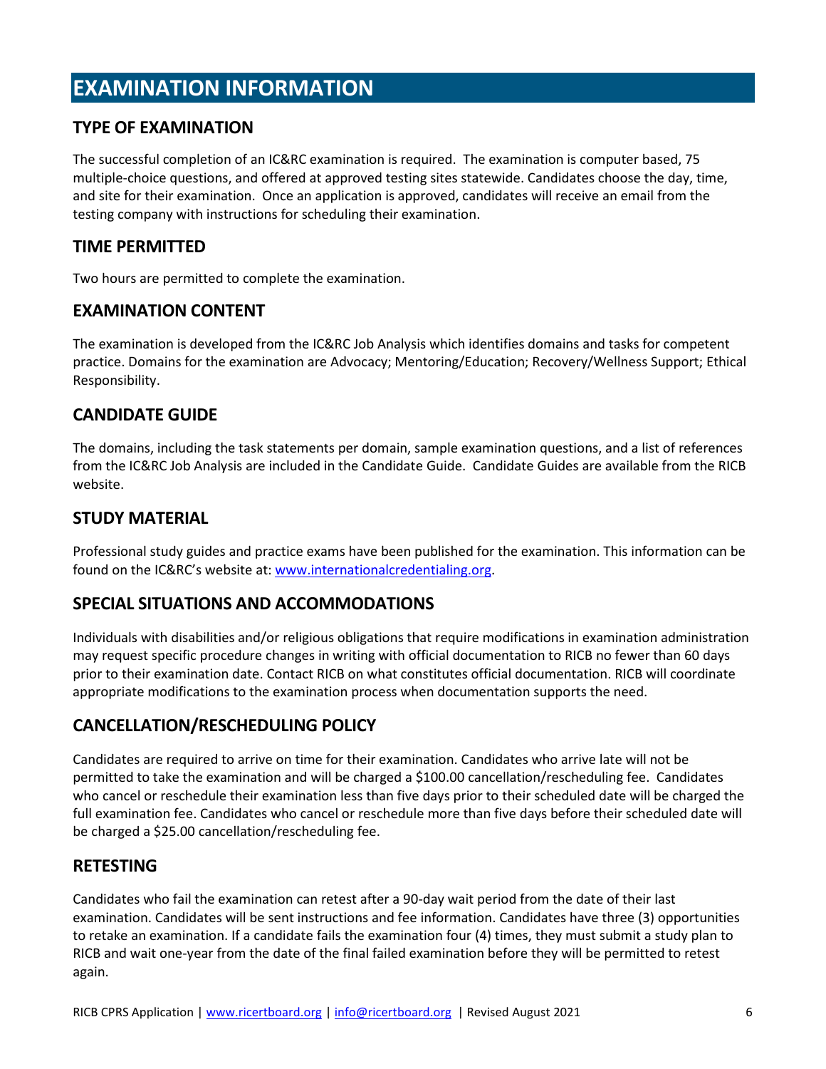# EXAMINATION INFORMATION

## TYPE OF EXAMINATION

The successful completion of an IC&RC examination is required. The examination is computer based, 75 multiple-choice questions, and offered at approved testing sites statewide. Candidates choose the day, time, and site for their examination. Once an application is approved, candidates will receive an email from the testing company with instructions for scheduling their examination.

## TIME PERMITTED

Two hours are permitted to complete the examination.

## EXAMINATION CONTENT

The examination is developed from the IC&RC Job Analysis which identifies domains and tasks for competent practice. Domains for the examination are Advocacy; Mentoring/Education; Recovery/Wellness Support; Ethical Responsibility.

## CANDIDATE GUIDE

The domains, including the task statements per domain, sample examination questions, and a list of references from the IC&RC Job Analysis are included in the Candidate Guide. Candidate Guides are available from the RICB website.

## STUDY MATERIAL

Professional study guides and practice exams have been published for the examination. This information can be found on the IC&RC's website at: [www.internationalcredentialing.org](http://www.internationalcredentialing.org).

## SPECIAL SITUATIONS AND ACCOMMODATIONS

Individuals with disabilities and/or religious obligations that require modifications in examination administration may request specific procedure changes in writing with official documentation to RICB no fewer than 60 days prior to their examination date. Contact RICB on what constitutes official documentation. RICB will coordinate appropriate modifications to the examination process when documentation supports the need.

## CANCELLATION/RESCHEDULING POLICY

Candidates are required to arrive on time for their examination. Candidates who arrive late will not be permitted to take the examination and will be charged a $100.00 cancellation/rescheduling fee. Candidates who cancel or reschedule their examination less than five days prior to their scheduled date will be charged the full examination fee. Candidates who cancel or reschedule more than five days before their scheduled date will be charged a $25.00 cancellation/rescheduling fee.

## RETESTING

Candidates who fail the examination can retest after a 90-day wait period from the date of their last examination. Candidates will be sent instructions and fee information. Candidates have three (3) opportunities to retake an examination. If a candidate fails the examination four (4) times, they must submit a study plan to RICB and wait one-year from the date of the final failed examination before they will be permitted to retest again.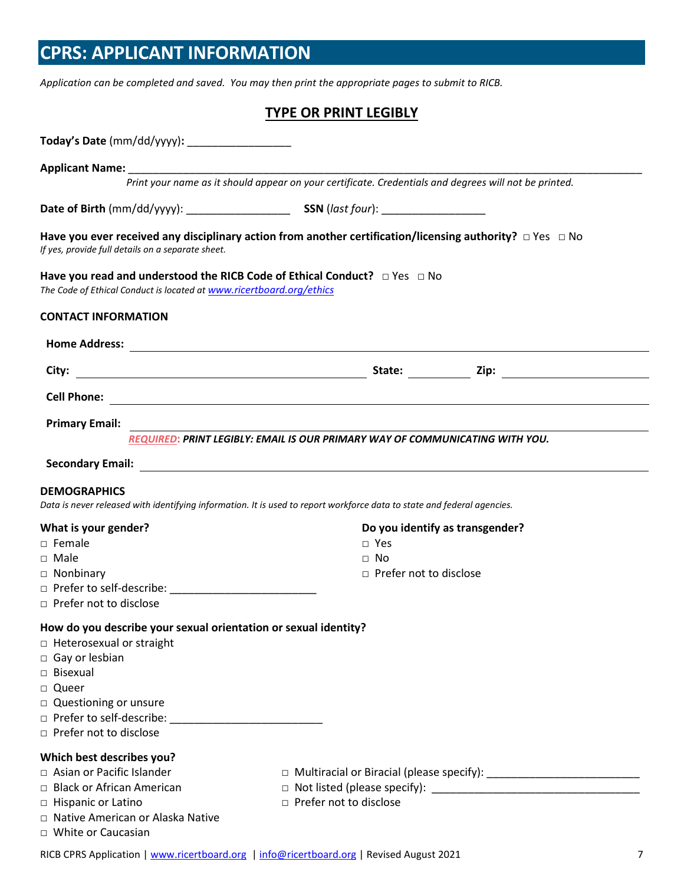# CPRS: APPLICANT INFORMATION

*Application can be completed and saved. You may then print the appropriate pages to submit to RICB.*

## TYPE OR PRINT LEGIBLY

**Today's Date** (mm/dd/yyyy)**:** _________________

**Applicant Name:** ___________________________________________________________________________________

*Print your name as it should appear on your certificate. Credentials and degrees will not be printed.*

**Date of Birth** (mm/dd/yyyy): _________________ **SSN** (*last four*): _________________

**Have you ever received any disciplinary action from another certification/licensing authority?** □ Yes □ No
*If yes, provide full details on a separate sheet.*

**Have you read and understood the RICB Code of Ethical Conduct?** □ Yes □ No
*The Code of Ethical Conduct is located at www.ricertboard.org/ethics*

**CONTACT INFORMATION**

**Home Address:** ___________________________________________________________________________________

**City:** ____________________________________________ **State:** __________ **Zip:** ______________________

**Cell Phone:** ______________________________________________________________________________________

**Primary Email:** ____________________________________________________________________________________

*REQUIRED***: *PRINT LEGIBLY: EMAIL IS OUR PRIMARY WAY OF COMMUNICATING WITH YOU.***

**Secondary Email:** __________________________________________________________________________________

**DEMOGRAPHICS**

*Data is never released with identifying information. It is used to report workforce data to state and federal agencies.*

**What is your gender?**

- □ Female
- □ Male
- □ Nonbinary
- □ Prefer to self-describe: ________________________
- □ Prefer not to disclose

**Do you identify as transgender?**

- □ Yes
- □ No
- □ Prefer not to disclose

**How do you describe your sexual orientation or sexual identity?**

- □ Heterosexual or straight
- □ Gay or lesbian
- □ Bisexual
- □ Queer
- □ Questioning or unsure
- □ Prefer to self-describe: _________________________
- □ Prefer not to disclose

**Which best describes you?**

- □ Asian or Pacific Islander
- □ Black or African American
- □ Hispanic or Latino
- □ Native American or Alaska Native
- □ White or Caucasian
- □ Multiracial or Biracial (please specify): _________________________
- □ Not listed (please specify): ___________________________________
- □ Prefer not to disclose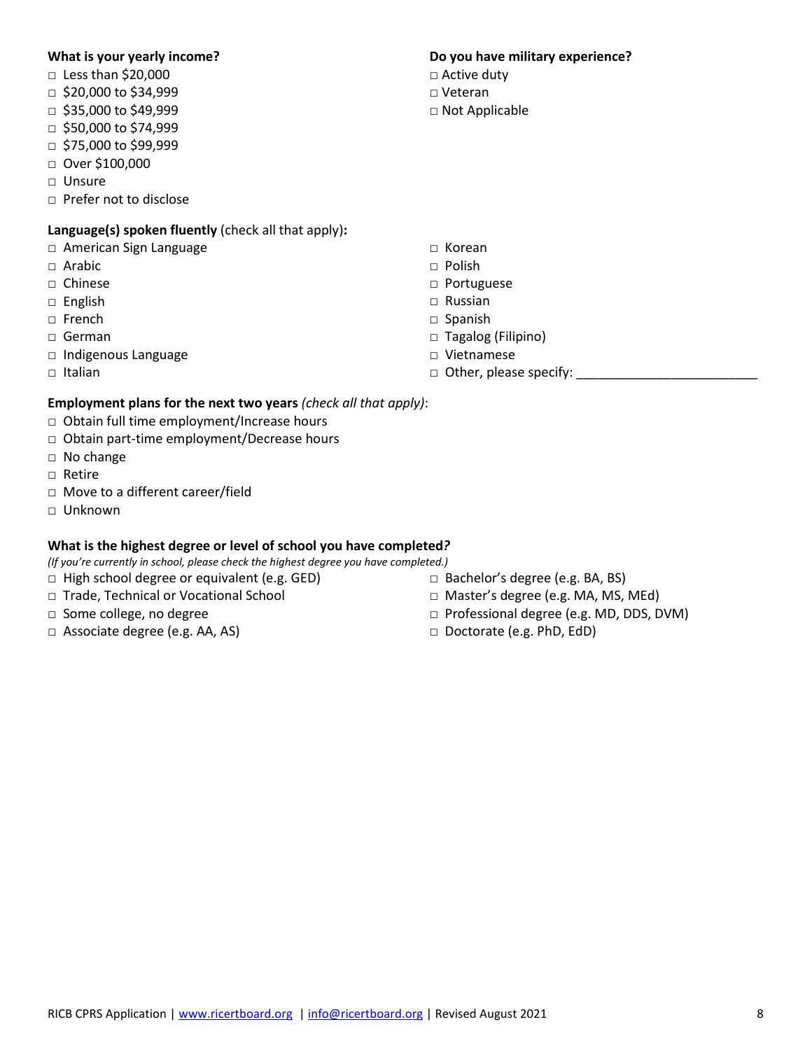**What is your yearly income?**

- □ Less than $20,000
- □ $20,000 to $34,999
- □ $35,000 to $49,999
- □ $50,000 to $74,999
- □ $75,000 to $99,999
- □ Over $100,000
- □ Unsure
- □ Prefer not to disclose

**Do you have military experience?**

- □ Active duty
- □ Veteran
- □ Not Applicable

**Language(s) spoken fluently** (check all that apply)**:**

- □ American Sign Language
- □ Arabic
- □ Chinese
- □ English
- □ French
- □ German
- □ Indigenous Language
- □ Italian
- □ Korean
- □ Polish
- □ Portuguese
- □ Russian
- □ Spanish
- □ Tagalog (Filipino)
- □ Vietnamese
- □ Other, please specify: _________________________

**Employment plans for the next two years** *(check all that apply)*:

- □ Obtain full time employment/Increase hours
- □ Obtain part-time employment/Decrease hours
- □ No change
- □ Retire
- □ Move to a different career/field
- □ Unknown

**What is the highest degree or level of school you have completed?**

*(If you're currently in school, please check the highest degree you have completed.)*

- □ High school degree or equivalent (e.g. GED)
- □ Trade, Technical or Vocational School
- □ Some college, no degree
- □ Associate degree (e.g. AA, AS)
- □ Bachelor's degree (e.g. BA, BS)
- □ Master's degree (e.g. MA, MS, MEd)
- □ Professional degree (e.g. MD, DDS, DVM)
- □ Doctorate (e.g. PhD, EdD)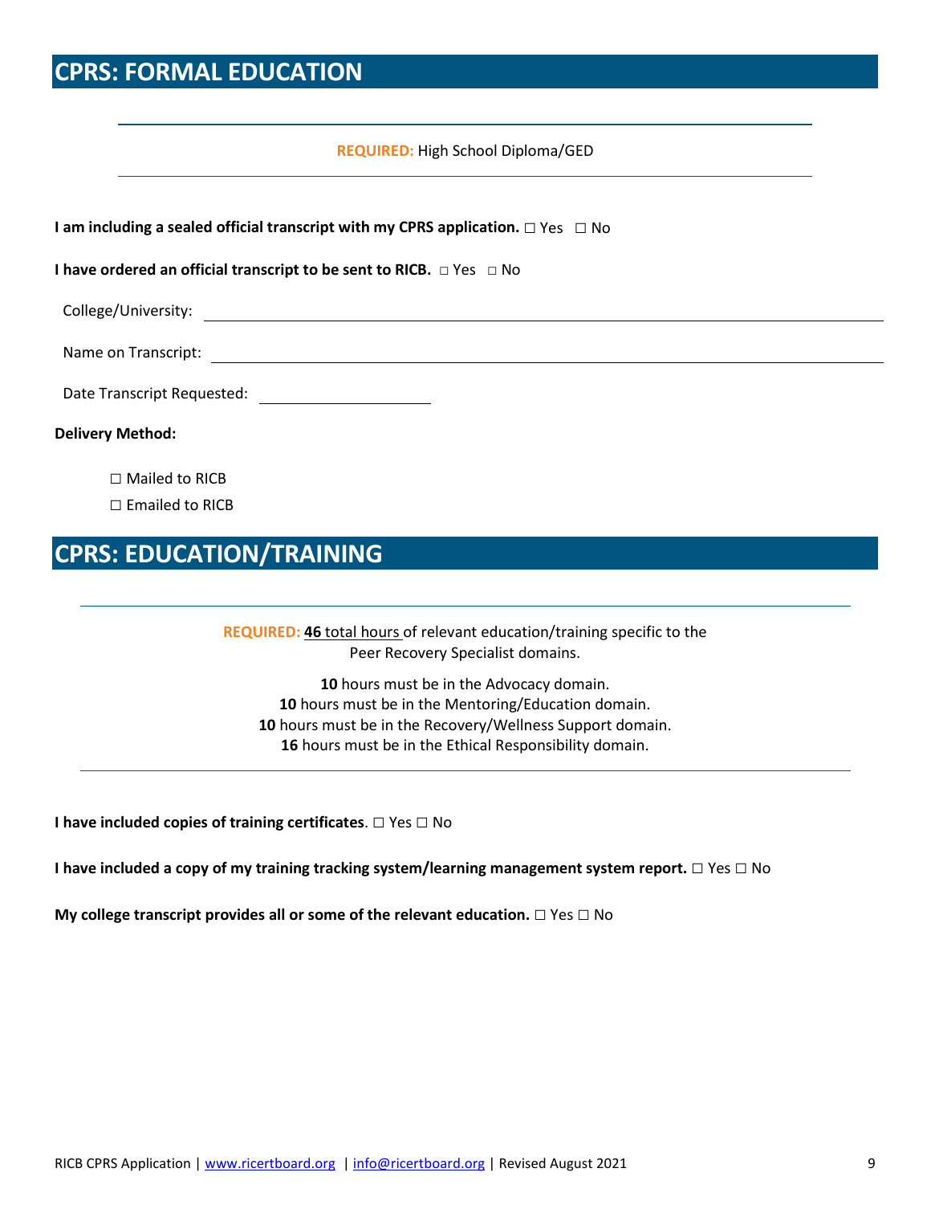## CPRS: FORMAL EDUCATION

**REQUIRED:** High School Diploma/GED

**I am including a sealed official transcript with my CPRS application.** ☐ Yes ☐ No

**I have ordered an official transcript to be sent to RICB.** ☐ Yes ☐ No

College/University: ______________________________

Name on Transcript: ______________________________

Date Transcript Requested: ______________

**Delivery Method:**

☐ Mailed to RICB

☐ Emailed to RICB

## CPRS: EDUCATION/TRAINING

**REQUIRED:** **46** total hours of relevant education/training specific to the Peer Recovery Specialist domains.

**10** hours must be in the Advocacy domain.
**10** hours must be in the Mentoring/Education domain.
**10** hours must be in the Recovery/Wellness Support domain.
**16** hours must be in the Ethical Responsibility domain.

**I have included copies of training certificates**. ☐ Yes ☐ No

**I have included a copy of my training tracking system/learning management system report.** ☐ Yes ☐ No

**My college transcript provides all or some of the relevant education.** ☐ Yes ☐ No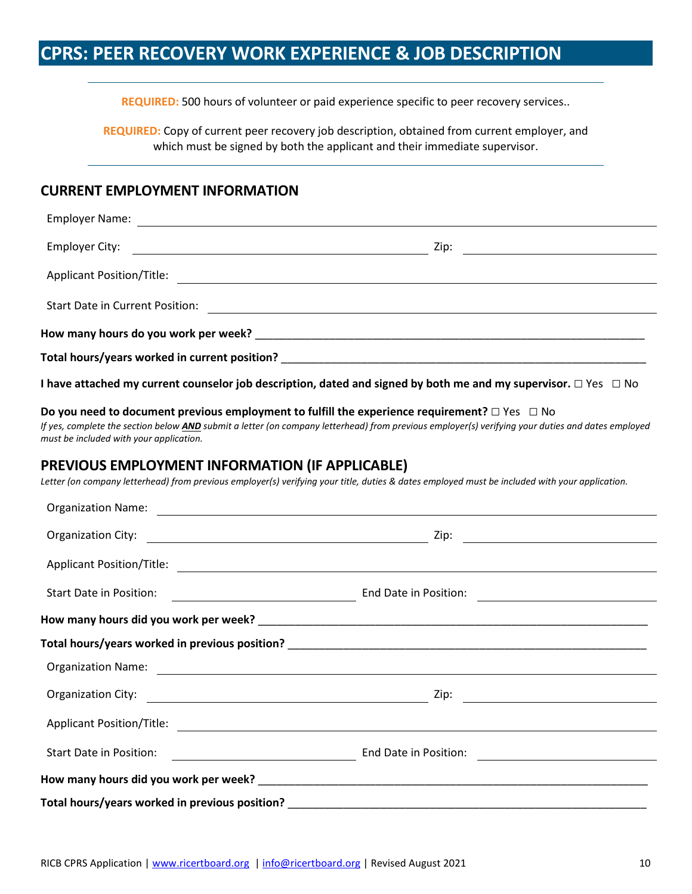# CPRS: PEER RECOVERY WORK EXPERIENCE & JOB DESCRIPTION

---

**REQUIRED:** 500 hours of volunteer or paid experience specific to peer recovery services..

**REQUIRED:** Copy of current peer recovery job description, obtained from current employer, and which must be signed by both the applicant and their immediate supervisor.

---

## CURRENT EMPLOYMENT INFORMATION

Employer Name: ______________________________________________

Employer City: ______________________________ Zip: ______________

Applicant Position/Title: ______________________________________

Start Date in Current Position: _________________________________

**How many hours do you work per week?** ________________________________

**Total hours/years worked in current position?** ____________________________

**I have attached my current counselor job description, dated and signed by both me and my supervisor.** ☐ Yes ☐ No

**Do you need to document previous employment to fulfill the experience requirement?** ☐ Yes ☐ No

*If yes, complete the section below* ***AND*** *submit a letter (on company letterhead) from previous employer(s) verifying your duties and dates employed must be included with your application.*

## PREVIOUS EMPLOYMENT INFORMATION (IF APPLICABLE)

*Letter (on company letterhead) from previous employer(s) verifying your title, duties & dates employed must be included with your application.*

Organization Name: ______________________________________________

Organization City: ______________________________ Zip: ______________

Applicant Position/Title: ______________________________________

Start Date in Position: ____________________ End Date in Position: ____________________

**How many hours did you work per week?** ________________________________

**Total hours/years worked in previous position?** ____________________________

Organization Name: ______________________________________________

Organization City: ______________________________ Zip: ______________

Applicant Position/Title: ______________________________________

Start Date in Position: ____________________ End Date in Position: ____________________

**How many hours did you work per week?** ________________________________

**Total hours/years worked in previous position?** ____________________________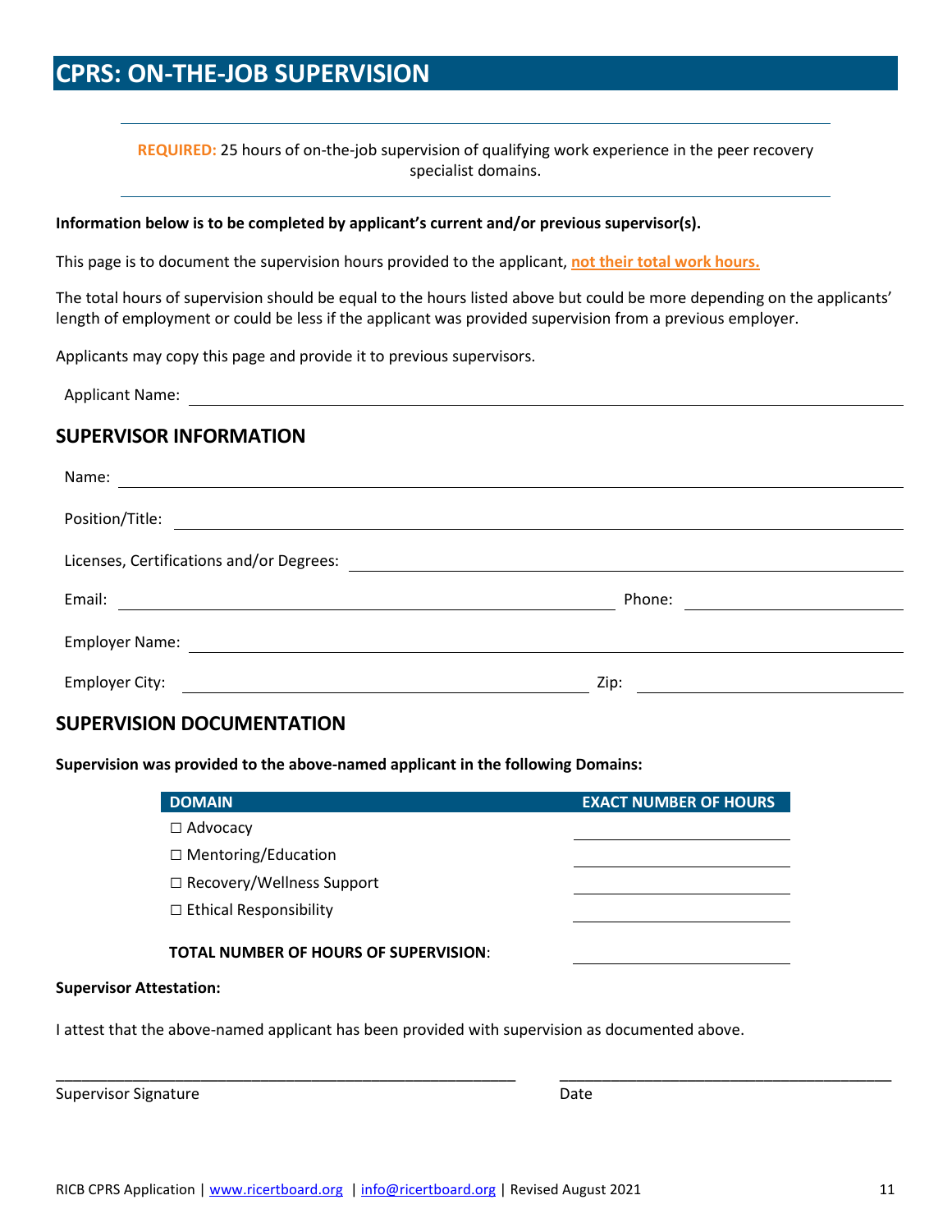# CPRS: ON-THE-JOB SUPERVISION

---

**REQUIRED:** 25 hours of on-the-job supervision of qualifying work experience in the peer recovery specialist domains.

---

**Information below is to be completed by applicant's current and/or previous supervisor(s).**

This page is to document the supervision hours provided to the applicant, **not their total work hours.**

The total hours of supervision should be equal to the hours listed above but could be more depending on the applicants' length of employment or could be less if the applicant was provided supervision from a previous employer.

Applicants may copy this page and provide it to previous supervisors.

Applicant Name: ______________________________

## SUPERVISOR INFORMATION

Name: ______________________________

Position/Title: ______________________________

Licenses, Certifications and/or Degrees: ______________________________

Email: ______________________________ Phone: ______________

Employer Name: ______________________________

Employer City: ______________________________ Zip: ______________

## SUPERVISION DOCUMENTATION

**Supervision was provided to the above-named applicant in the following Domains:**

| DOMAIN | EXACT NUMBER OF HOURS |
|---|---|
| ☐ Advocacy | |
| ☐ Mentoring/Education | |
| ☐ Recovery/Wellness Support | |
| ☐ Ethical Responsibility | |
| **TOTAL NUMBER OF HOURS OF SUPERVISION**: | |

**Supervisor Attestation:**

I attest that the above-named applicant has been provided with supervision as documented above.

______________________________ ______________________________

Supervisor Signature Date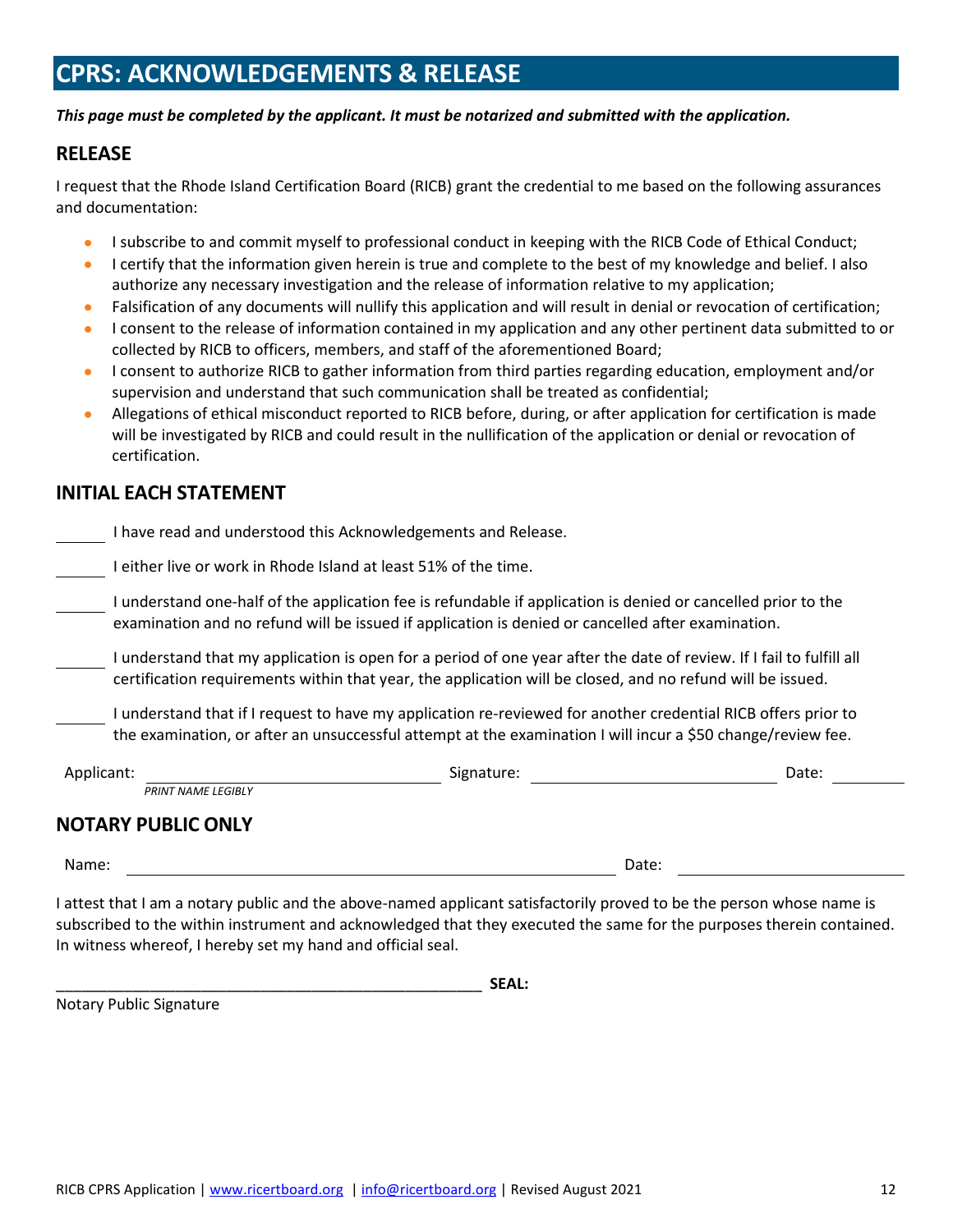# CPRS: ACKNOWLEDGEMENTS & RELEASE

***This page must be completed by the applicant. It must be notarized and submitted with the application.***

## RELEASE

I request that the Rhode Island Certification Board (RICB) grant the credential to me based on the following assurances and documentation:

- I subscribe to and commit myself to professional conduct in keeping with the RICB Code of Ethical Conduct;
- I certify that the information given herein is true and complete to the best of my knowledge and belief. I also authorize any necessary investigation and the release of information relative to my application;
- Falsification of any documents will nullify this application and will result in denial or revocation of certification;
- I consent to the release of information contained in my application and any other pertinent data submitted to or collected by RICB to officers, members, and staff of the aforementioned Board;
- I consent to authorize RICB to gather information from third parties regarding education, employment and/or supervision and understand that such communication shall be treated as confidential;
- Allegations of ethical misconduct reported to RICB before, during, or after application for certification is made will be investigated by RICB and could result in the nullification of the application or denial or revocation of certification.

## INITIAL EACH STATEMENT

______ I have read and understood this Acknowledgements and Release.

______ I either live or work in Rhode Island at least 51% of the time.

______ I understand one-half of the application fee is refundable if application is denied or cancelled prior to the examination and no refund will be issued if application is denied or cancelled after examination.

______ I understand that my application is open for a period of one year after the date of review. If I fail to fulfill all certification requirements within that year, the application will be closed, and no refund will be issued.

______ I understand that if I request to have my application re-reviewed for another credential RICB offers prior to the examination, or after an unsuccessful attempt at the examination I will incur a $50 change/review fee.

Applicant: ______________________________ Signature: ______________________________ Date: __________
*PRINT NAME LEGIBLY*

## NOTARY PUBLIC ONLY

Name: ______________________________________________ Date: ______________________

I attest that I am a notary public and the above-named applicant satisfactorily proved to be the person whose name is subscribed to the within instrument and acknowledged that they executed the same for the purposes therein contained. In witness whereof, I hereby set my hand and official seal.

__________________________________________________ **SEAL:**
Notary Public Signature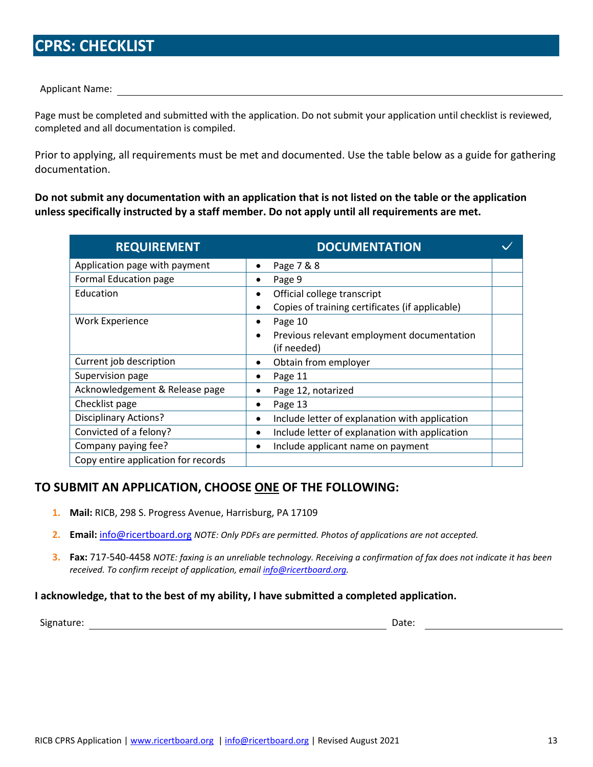# CPRS: CHECKLIST

Applicant Name: \_\_\_\_\_\_\_\_\_\_\_\_\_\_\_\_\_\_\_\_\_\_\_\_\_\_\_\_\_\_\_\_\_\_\_\_\_\_\_\_

Page must be completed and submitted with the application. Do not submit your application until checklist is reviewed, completed and all documentation is compiled.

Prior to applying, all requirements must be met and documented. Use the table below as a guide for gathering documentation.

**Do not submit any documentation with an application that is not listed on the table or the application unless specifically instructed by a staff member. Do not apply until all requirements are met.**

| REQUIREMENT | DOCUMENTATION | ✓ |
|---|---|---|
| Application page with payment | • Page 7 & 8 | |
| Formal Education page | • Page 9 | |
| Education | • Official college transcript<br>• Copies of training certificates (if applicable) | |
| Work Experience | • Page 10<br>• Previous relevant employment documentation (if needed) | |
| Current job description | • Obtain from employer | |
| Supervision page | • Page 11 | |
| Acknowledgement & Release page | • Page 12, notarized | |
| Checklist page | • Page 13 | |
| Disciplinary Actions? | • Include letter of explanation with application | |
| Convicted of a felony? | • Include letter of explanation with application | |
| Company paying fee? | • Include applicant name on payment | |
| Copy entire application for records | | |

## TO SUBMIT AN APPLICATION, CHOOSE ONE OF THE FOLLOWING:

1. **Mail:** RICB, 298 S. Progress Avenue, Harrisburg, PA 17109
2. **Email:** info@ricertboard.org *NOTE: Only PDFs are permitted. Photos of applications are not accepted.*
3. **Fax:** 717-540-4458 *NOTE: faxing is an unreliable technology. Receiving a confirmation of fax does not indicate it has been received. To confirm receipt of application, email info@ricertboard.org.*

**I acknowledge, that to the best of my ability, I have submitted a completed application.**

Signature: \_\_\_\_\_\_\_\_\_\_\_\_\_\_\_\_\_\_\_\_\_\_\_\_\_\_\_\_\_\_ Date: \_\_\_\_\_\_\_\_\_\_\_\_\_\_